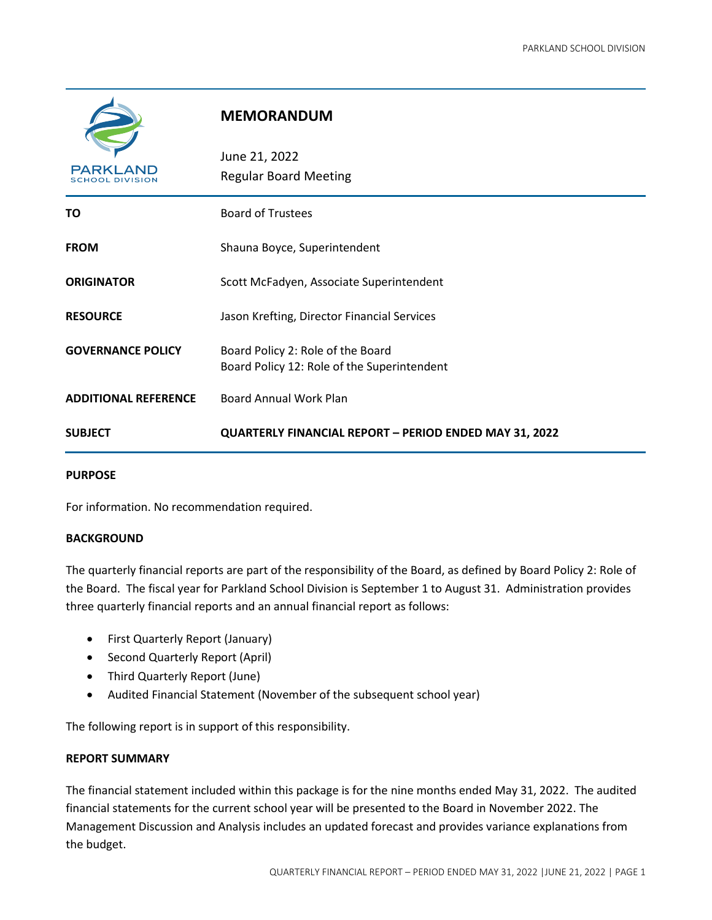PARKLAND SCHOOL DIVISION

# MEMORANDUM

June 21, 2022
Regular Board Meeting

| | |
|---|---|
| **TO** | Board of Trustees |
| **FROM** | Shauna Boyce, Superintendent |
| **ORIGINATOR** | Scott McFadyen, Associate Superintendent |
| **RESOURCE** | Jason Krefting, Director Financial Services |
| **GOVERNANCE POLICY** | Board Policy 2: Role of the Board<br>Board Policy 12: Role of the Superintendent |
| **ADDITIONAL REFERENCE** | Board Annual Work Plan |
| **SUBJECT** | **QUARTERLY FINANCIAL REPORT – PERIOD ENDED MAY 31, 2022** |

## PURPOSE

For information. No recommendation required.

## BACKGROUND

The quarterly financial reports are part of the responsibility of the Board, as defined by Board Policy 2: Role of the Board. The fiscal year for Parkland School Division is September 1 to August 31. Administration provides three quarterly financial reports and an annual financial report as follows:

- First Quarterly Report (January)
- Second Quarterly Report (April)
- Third Quarterly Report (June)
- Audited Financial Statement (November of the subsequent school year)

The following report is in support of this responsibility.

## REPORT SUMMARY

The financial statement included within this package is for the nine months ended May 31, 2022. The audited financial statements for the current school year will be presented to the Board in November 2022. The Management Discussion and Analysis includes an updated forecast and provides variance explanations from the budget.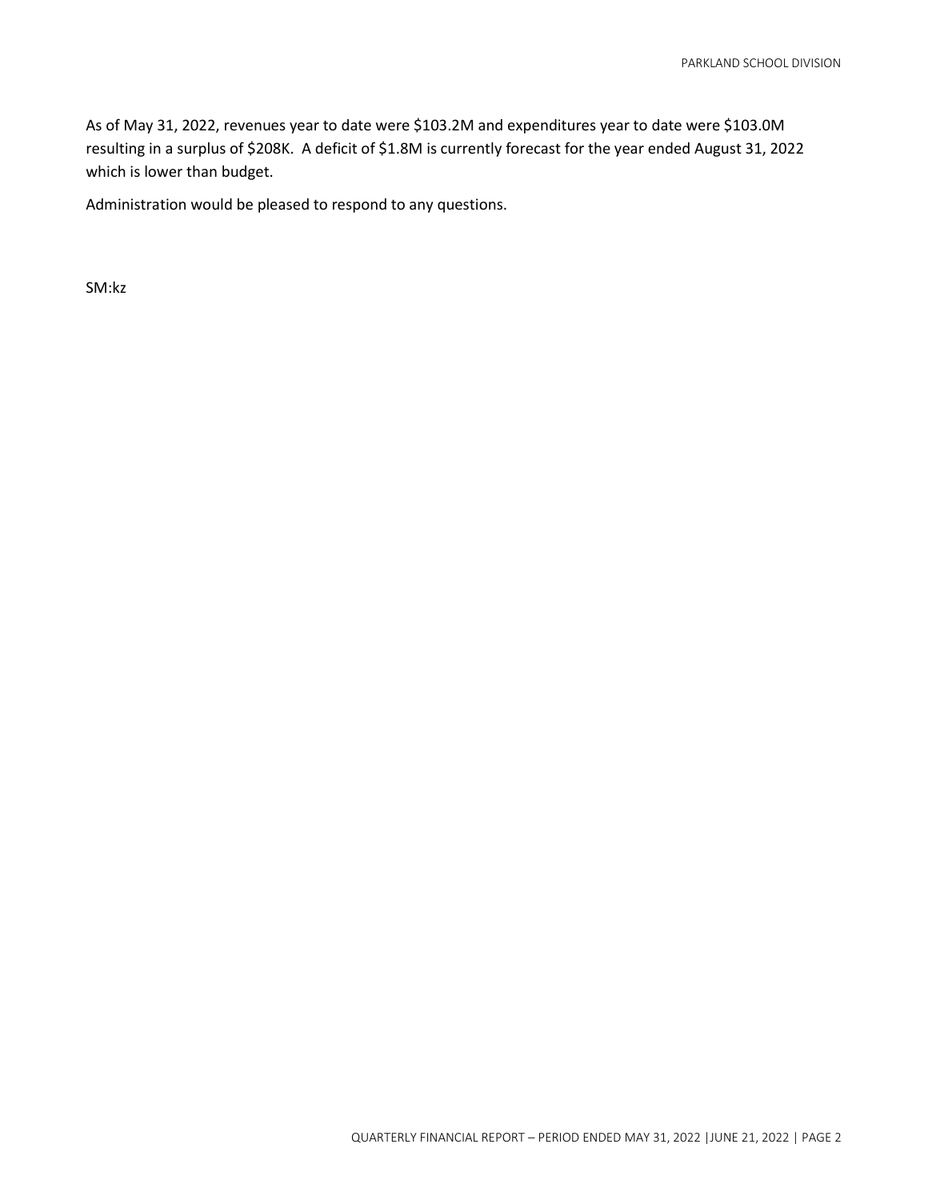As of May 31, 2022, revenues year to date were $103.2M and expenditures year to date were $103.0M resulting in a surplus of $208K. A deficit of $1.8M is currently forecast for the year ended August 31, 2022 which is lower than budget.

Administration would be pleased to respond to any questions.

SM:kz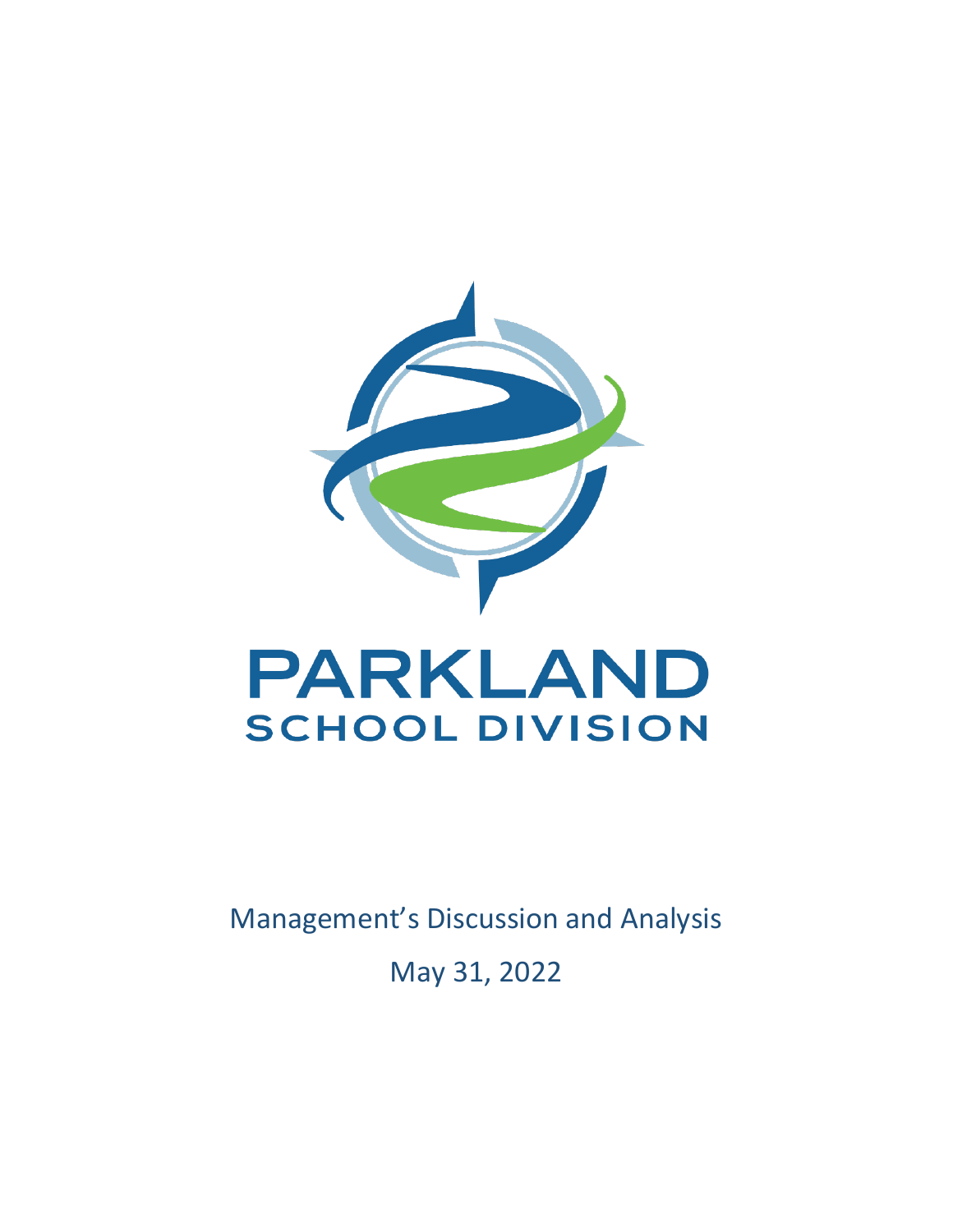# PARKLAND SCHOOL DIVISION

Management's Discussion and Analysis

May 31, 2022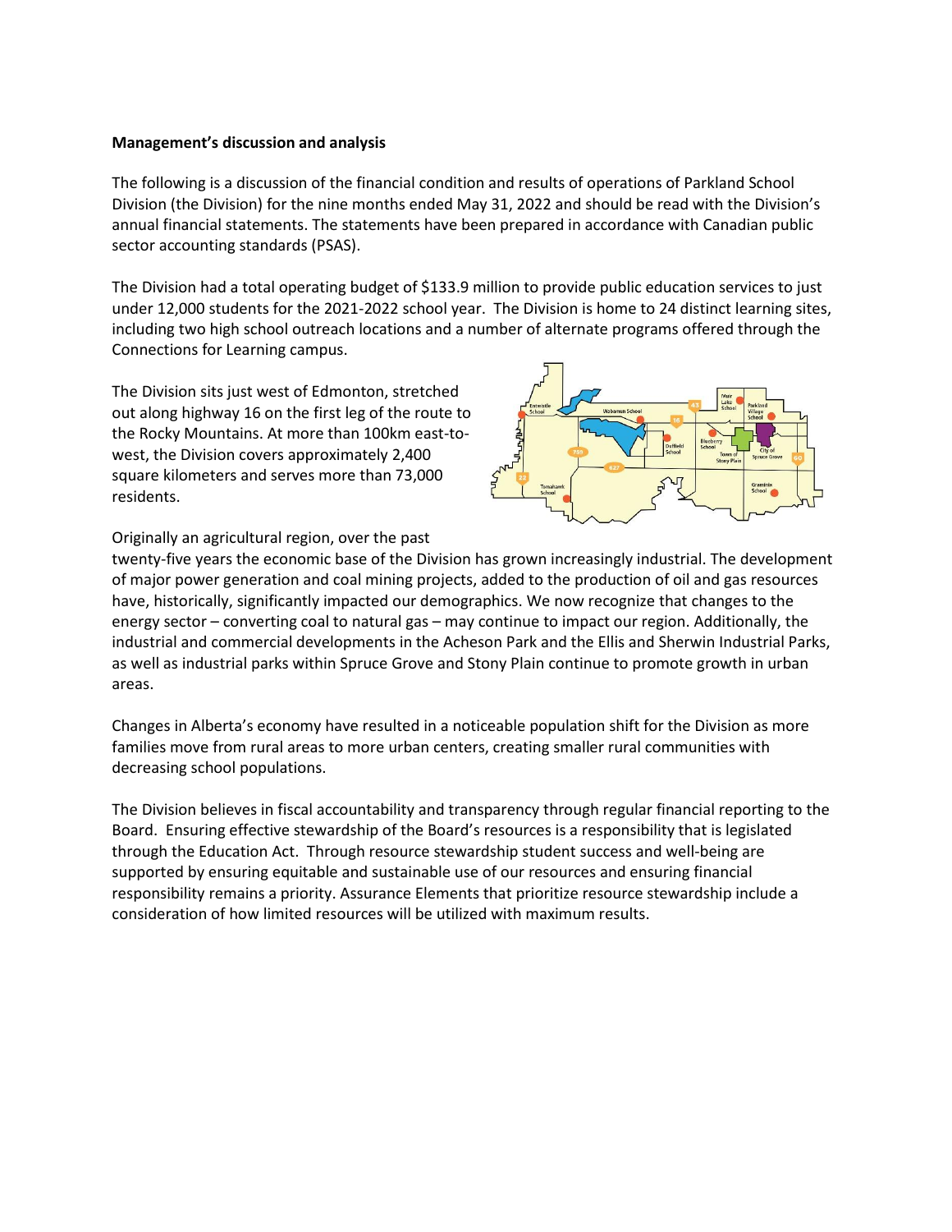**Management's discussion and analysis**

The following is a discussion of the financial condition and results of operations of Parkland School Division (the Division) for the nine months ended May 31, 2022 and should be read with the Division's annual financial statements. The statements have been prepared in accordance with Canadian public sector accounting standards (PSAS).

The Division had a total operating budget of $133.9 million to provide public education services to just under 12,000 students for the 2021-2022 school year. The Division is home to 24 distinct learning sites, including two high school outreach locations and a number of alternate programs offered through the Connections for Learning campus.

The Division sits just west of Edmonton, stretched out along highway 16 on the first leg of the route to the Rocky Mountains. At more than 100km east-to-west, the Division covers approximately 2,400 square kilometers and serves more than 73,000 residents.

Originally an agricultural region, over the past twenty-five years the economic base of the Division has grown increasingly industrial. The development of major power generation and coal mining projects, added to the production of oil and gas resources have, historically, significantly impacted our demographics. We now recognize that changes to the energy sector – converting coal to natural gas – may continue to impact our region. Additionally, the industrial and commercial developments in the Acheson Park and the Ellis and Sherwin Industrial Parks, as well as industrial parks within Spruce Grove and Stony Plain continue to promote growth in urban areas.

Changes in Alberta's economy have resulted in a noticeable population shift for the Division as more families move from rural areas to more urban centers, creating smaller rural communities with decreasing school populations.

The Division believes in fiscal accountability and transparency through regular financial reporting to the Board. Ensuring effective stewardship of the Board's resources is a responsibility that is legislated through the Education Act. Through resource stewardship student success and well-being are supported by ensuring equitable and sustainable use of our resources and ensuring financial responsibility remains a priority. Assurance Elements that prioritize resource stewardship include a consideration of how limited resources will be utilized with maximum results.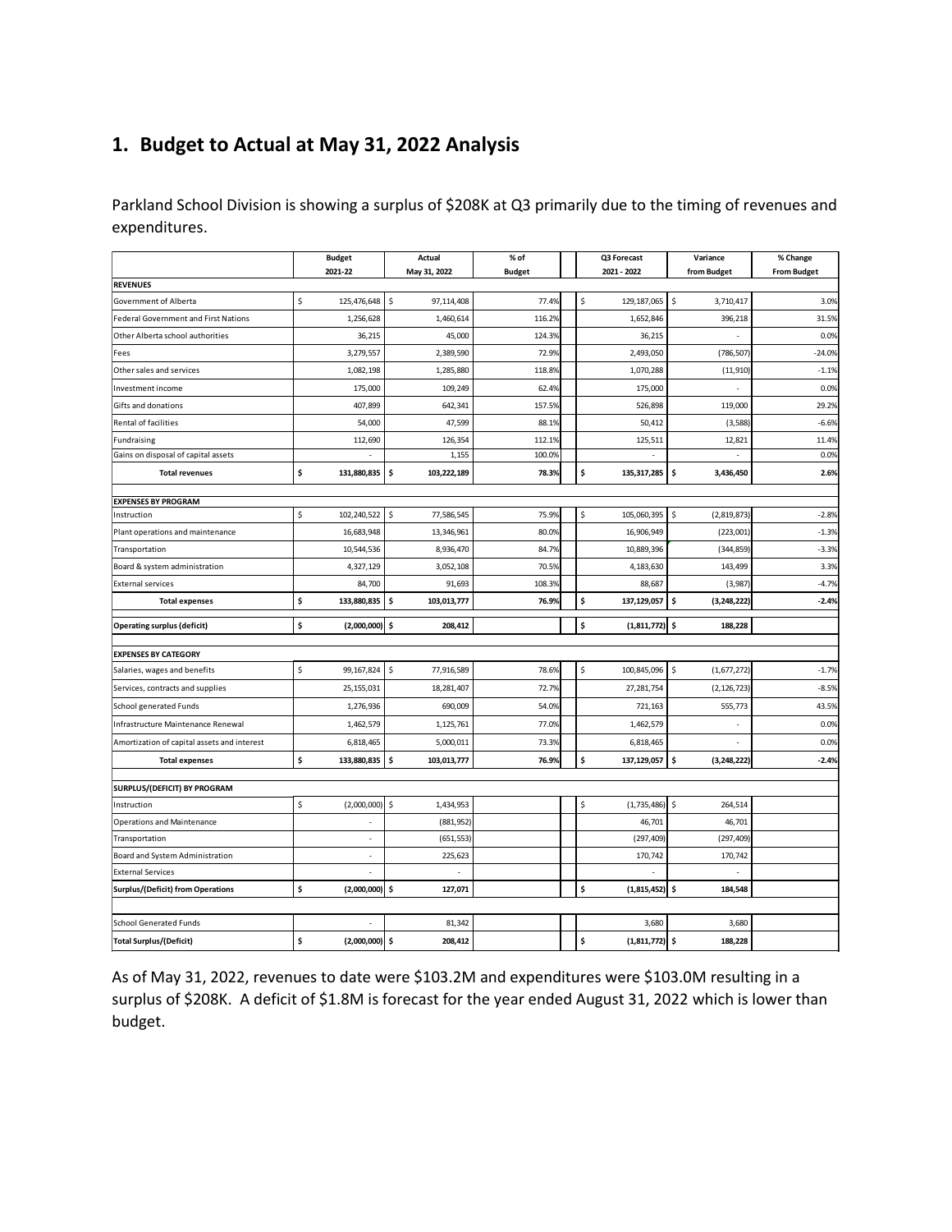## 1. Budget to Actual at May 31, 2022 Analysis

Parkland School Division is showing a surplus of $208K at Q3 primarily due to the timing of revenues and expenditures.

| | Budget 2021-22 | Actual May 31, 2022 | % of Budget | Q3 Forecast 2021 - 2022 | Variance from Budget | % Change From Budget |
|---|---|---|---|---|---|---|
| **REVENUES** | | | | | | |
| Government of Alberta | $ 125,476,648 | $ 97,114,408 | 77.4% | $ 129,187,065 | $ 3,710,417 | 3.0% |
| Federal Government and First Nations | 1,256,628 | 1,460,614 | 116.2% | 1,652,846 | 396,218 | 31.5% |
| Other Alberta school authorities | 36,215 | 45,000 | 124.3% | 36,215 | - | 0.0% |
| Fees | 3,279,557 | 2,389,590 | 72.9% | 2,493,050 | (786,507) | -24.0% |
| Other sales and services | 1,082,198 | 1,285,880 | 118.8% | 1,070,288 | (11,910) | -1.1% |
| Investment income | 175,000 | 109,249 | 62.4% | 175,000 | - | 0.0% |
| Gifts and donations | 407,899 | 642,341 | 157.5% | 526,898 | 119,000 | 29.2% |
| Rental of facilities | 54,000 | 47,599 | 88.1% | 50,412 | (3,588) | -6.6% |
| Fundraising | 112,690 | 126,354 | 112.1% | 125,511 | 12,821 | 11.4% |
| Gains on disposal of capital assets | - | 1,155 | 100.0% | - | - | 0.0% |
| **Total revenues** | **$ 131,880,835** | **$ 103,222,189** | **78.3%** | **$ 135,317,285** | **$ 3,436,450** | **2.6%** |
| **EXPENSES BY PROGRAM** | | | | | | |
| Instruction | $ 102,240,522 | $ 77,586,545 | 75.9% | $ 105,060,395 | $ (2,819,873) | -2.8% |
| Plant operations and maintenance | 16,683,948 | 13,346,961 | 80.0% | 16,906,949 | (223,001) | -1.3% |
| Transportation | 10,544,536 | 8,936,470 | 84.7% | 10,889,396 | (344,859) | -3.3% |
| Board & system administration | 4,327,129 | 3,052,108 | 70.5% | 4,183,630 | 143,499 | 3.3% |
| External services | 84,700 | 91,693 | 108.3% | 88,687 | (3,987) | -4.7% |
| **Total expenses** | **$ 133,880,835** | **$ 103,013,777** | **76.9%** | **$ 137,129,057** | **$ (3,248,222)** | **-2.4%** |
| **Operating surplus (deficit)** | **$ (2,000,000)** | **$ 208,412** | | **$ (1,811,772)** | **$ 188,228** | |
| **EXPENSES BY CATEGORY** | | | | | | |
| Salaries, wages and benefits | $ 99,167,824 | $ 77,916,589 | 78.6% | $ 100,845,096 | $ (1,677,272) | -1.7% |
| Services, contracts and supplies | 25,155,031 | 18,281,407 | 72.7% | 27,281,754 | (2,126,723) | -8.5% |
| School generated Funds | 1,276,936 | 690,009 | 54.0% | 721,163 | 555,773 | 43.5% |
| Infrastructure Maintenance Renewal | 1,462,579 | 1,125,761 | 77.0% | 1,462,579 | - | 0.0% |
| Amortization of capital assets and interest | 6,818,465 | 5,000,011 | 73.3% | 6,818,465 | - | 0.0% |
| **Total expenses** | **$ 133,880,835** | **$ 103,013,777** | **76.9%** | **$ 137,129,057** | **$ (3,248,222)** | **-2.4%** |
| **SURPLUS/(DEFICIT) BY PROGRAM** | | | | | | |
| Instruction | $ (2,000,000) | $ 1,434,953 | | $ (1,735,486) | $ 264,514 | |
| Operations and Maintenance | - | (881,952) | | 46,701 | 46,701 | |
| Transportation | - | (651,553) | | (297,409) | (297,409) | |
| Board and System Administration | - | 225,623 | | 170,742 | 170,742 | |
| External Services | - | - | | - | - | |
| **Surplus/(Deficit) from Operations** | **$ (2,000,000)** | **$ 127,071** | | **$ (1,815,452)** | **$ 184,548** | |
| School Generated Funds | - | 81,342 | | 3,680 | 3,680 | |
| **Total Surplus/(Deficit)** | **$ (2,000,000)** | **$ 208,412** | | **$ (1,811,772)** | **$ 188,228** | |

As of May 31, 2022, revenues to date were $103.2M and expenditures were $103.0M resulting in a surplus of $208K. A deficit of $1.8M is forecast for the year ended August 31, 2022 which is lower than budget.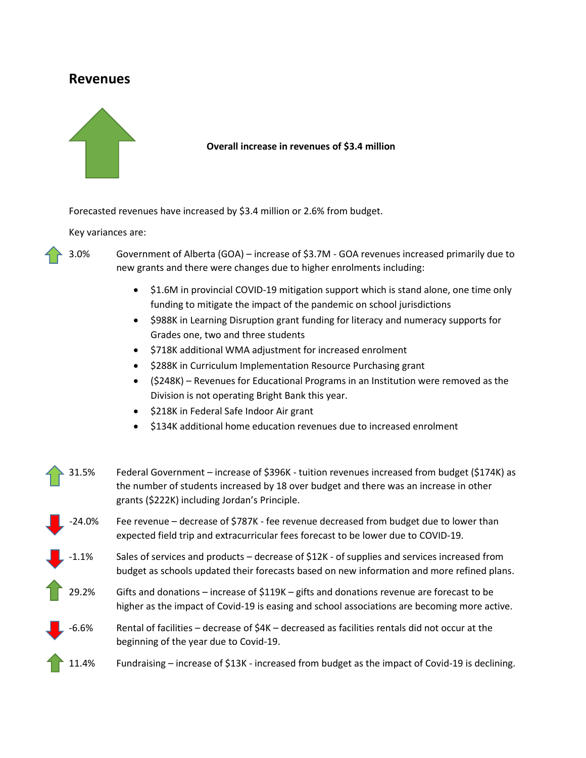## Revenues

**Overall increase in revenues of $3.4 million**

Forecasted revenues have increased by $3.4 million or 2.6% from budget.

Key variances are:

3.0% Government of Alberta (GOA) – increase of $3.7M - GOA revenues increased primarily due to new grants and there were changes due to higher enrolments including:

- $1.6M in provincial COVID-19 mitigation support which is stand alone, one time only funding to mitigate the impact of the pandemic on school jurisdictions
- $988K in Learning Disruption grant funding for literacy and numeracy supports for Grades one, two and three students
- $718K additional WMA adjustment for increased enrolment
- $288K in Curriculum Implementation Resource Purchasing grant
- ($248K) – Revenues for Educational Programs in an Institution were removed as the Division is not operating Bright Bank this year.
- $218K in Federal Safe Indoor Air grant
- $134K additional home education revenues due to increased enrolment

31.5% Federal Government – increase of $396K - tuition revenues increased from budget ($174K) as the number of students increased by 18 over budget and there was an increase in other grants ($222K) including Jordan's Principle.

-24.0% Fee revenue – decrease of $787K - fee revenue decreased from budget due to lower than expected field trip and extracurricular fees forecast to be lower due to COVID-19.

-1.1% Sales of services and products – decrease of $12K - of supplies and services increased from budget as schools updated their forecasts based on new information and more refined plans.

29.2% Gifts and donations – increase of $119K – gifts and donations revenue are forecast to be higher as the impact of Covid-19 is easing and school associations are becoming more active.

-6.6% Rental of facilities – decrease of $4K – decreased as facilities rentals did not occur at the beginning of the year due to Covid-19.

11.4% Fundraising – increase of $13K - increased from budget as the impact of Covid-19 is declining.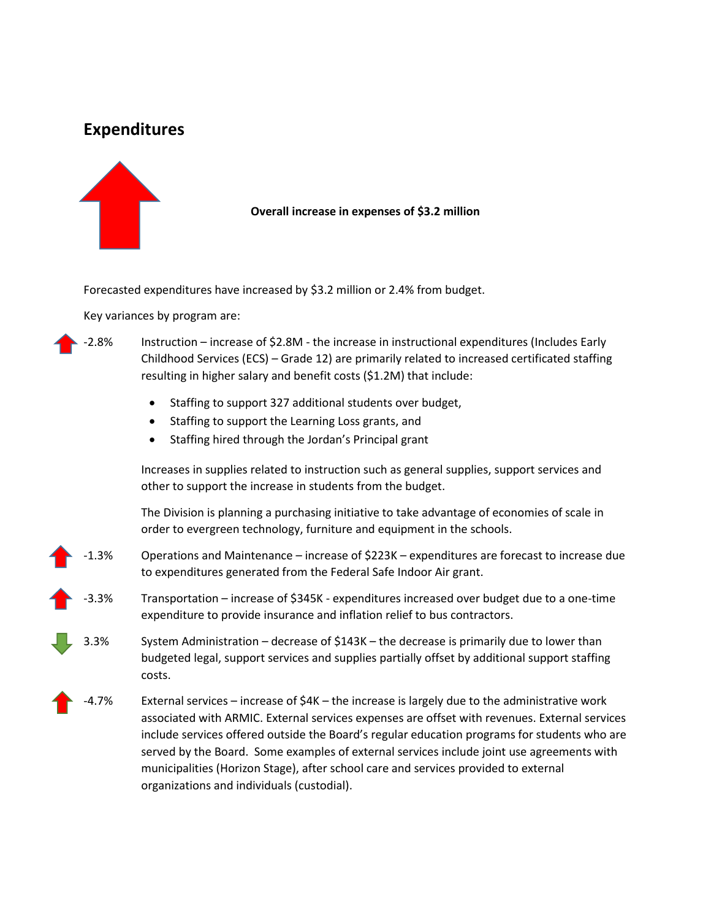## Expenditures

**Overall increase in expenses of $3.2 million**

Forecasted expenditures have increased by $3.2 million or 2.4% from budget.

Key variances by program are:

-2.8% Instruction – increase of $2.8M - the increase in instructional expenditures (Includes Early Childhood Services (ECS) – Grade 12) are primarily related to increased certificated staffing resulting in higher salary and benefit costs ($1.2M) that include:

- Staffing to support 327 additional students over budget,
- Staffing to support the Learning Loss grants, and
- Staffing hired through the Jordan's Principal grant

Increases in supplies related to instruction such as general supplies, support services and other to support the increase in students from the budget.

The Division is planning a purchasing initiative to take advantage of economies of scale in order to evergreen technology, furniture and equipment in the schools.

-1.3% Operations and Maintenance – increase of $223K – expenditures are forecast to increase due to expenditures generated from the Federal Safe Indoor Air grant.

-3.3% Transportation – increase of $345K - expenditures increased over budget due to a one-time expenditure to provide insurance and inflation relief to bus contractors.

3.3% System Administration – decrease of $143K – the decrease is primarily due to lower than budgeted legal, support services and supplies partially offset by additional support staffing costs.

-4.7% External services – increase of $4K – the increase is largely due to the administrative work associated with ARMIC. External services expenses are offset with revenues. External services include services offered outside the Board's regular education programs for students who are served by the Board. Some examples of external services include joint use agreements with municipalities (Horizon Stage), after school care and services provided to external organizations and individuals (custodial).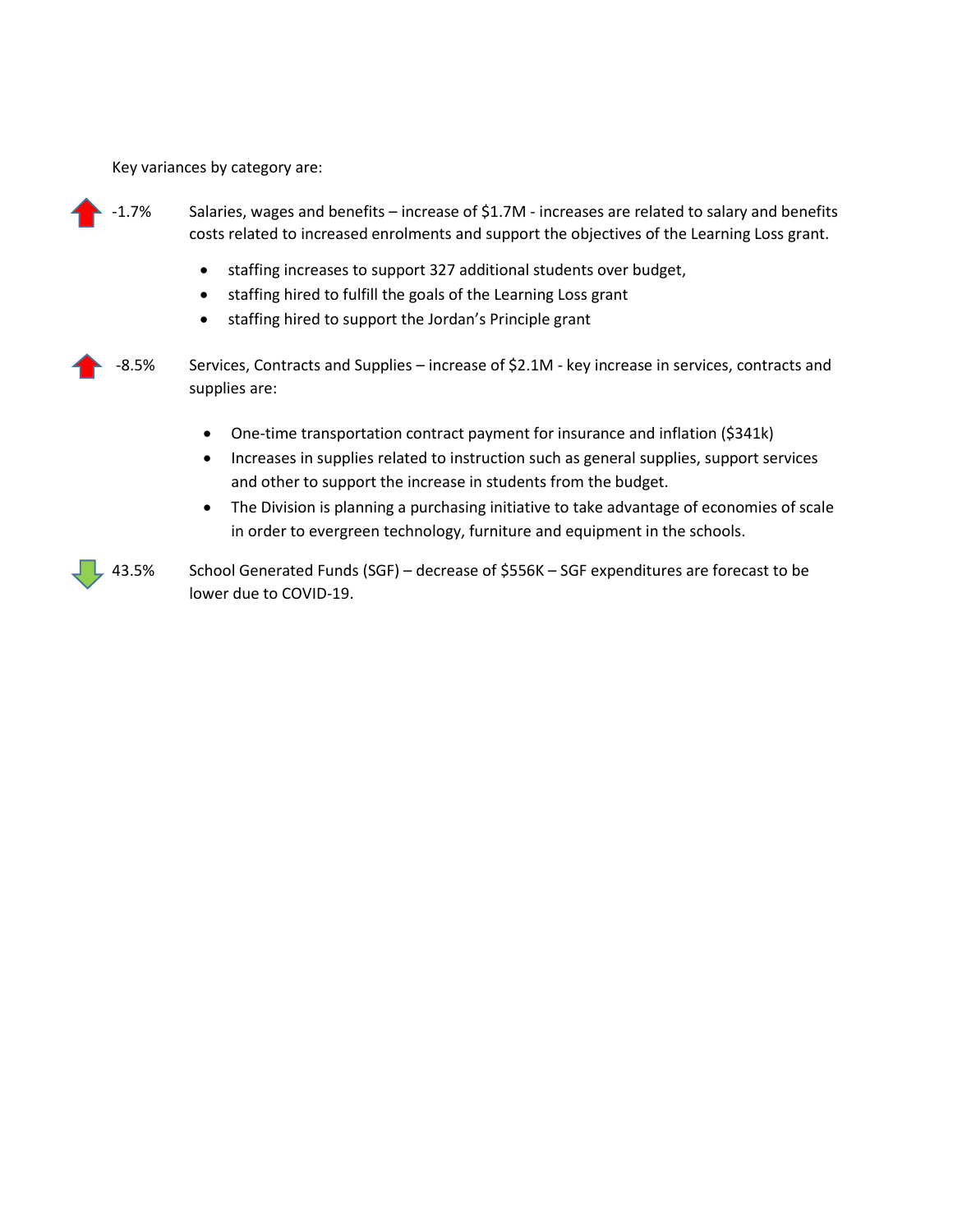Key variances by category are:

-1.7% Salaries, wages and benefits – increase of $1.7M - increases are related to salary and benefits costs related to increased enrolments and support the objectives of the Learning Loss grant.

- staffing increases to support 327 additional students over budget,
- staffing hired to fulfill the goals of the Learning Loss grant
- staffing hired to support the Jordan's Principle grant

-8.5% Services, Contracts and Supplies – increase of $2.1M - key increase in services, contracts and supplies are:

- One-time transportation contract payment for insurance and inflation ($341k)
- Increases in supplies related to instruction such as general supplies, support services and other to support the increase in students from the budget.
- The Division is planning a purchasing initiative to take advantage of economies of scale in order to evergreen technology, furniture and equipment in the schools.

43.5% School Generated Funds (SGF) – decrease of $556K – SGF expenditures are forecast to be lower due to COVID-19.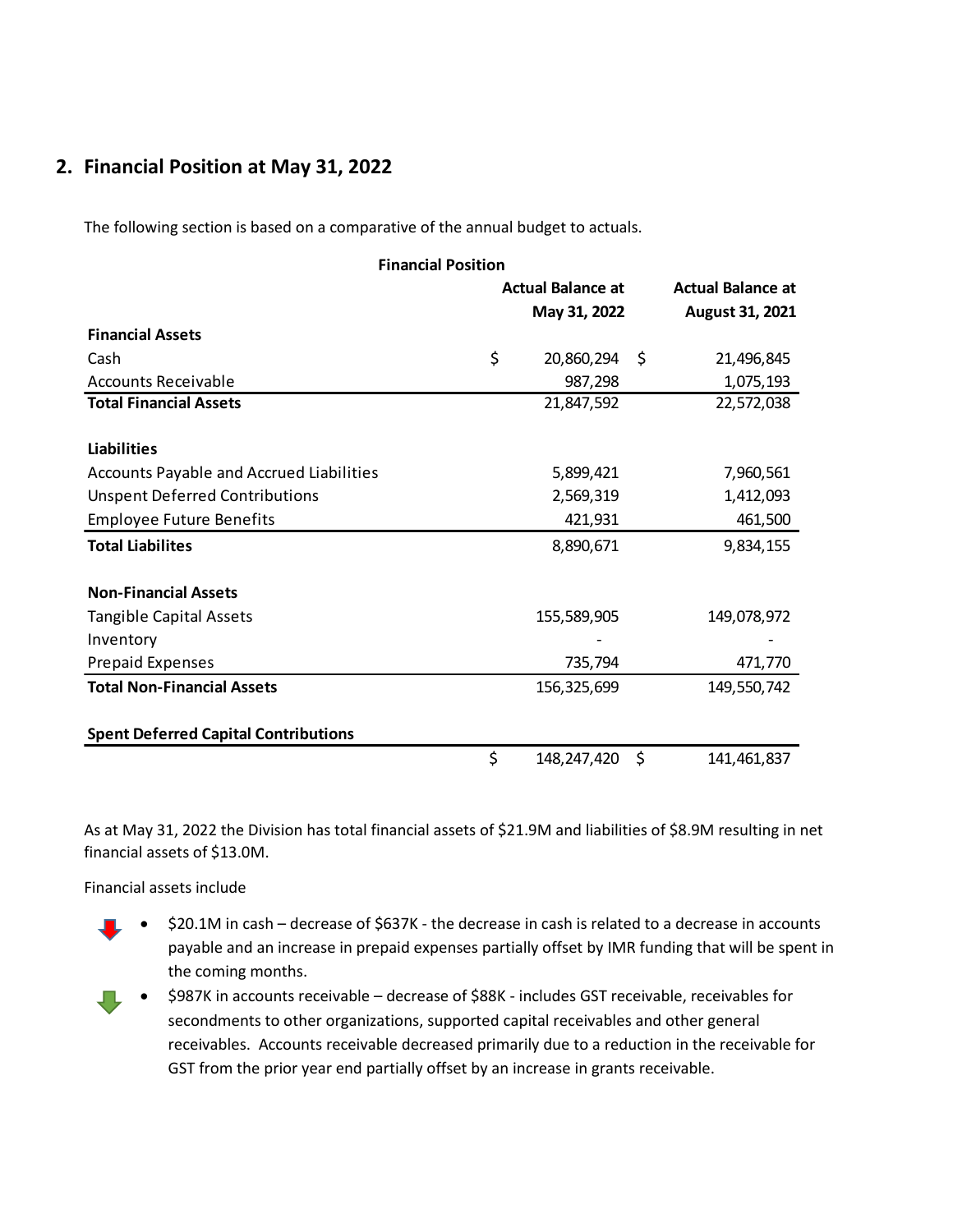## 2. Financial Position at May 31, 2022

The following section is based on a comparative of the annual budget to actuals.

| Financial Position | Actual Balance at May 31, 2022 | Actual Balance at August 31, 2021 |
|---|---|---|
| **Financial Assets** | | |
| Cash | $ 20,860,294 | $ 21,496,845 |
| Accounts Receivable | 987,298 | 1,075,193 |
| **Total Financial Assets** | 21,847,592 | 22,572,038 |
| | | |
| **Liabilities** | | |
| Accounts Payable and Accrued Liabilities | 5,899,421 | 7,960,561 |
| Unspent Deferred Contributions | 2,569,319 | 1,412,093 |
| Employee Future Benefits | 421,931 | 461,500 |
| **Total Liabilites** | 8,890,671 | 9,834,155 |
| | | |
| **Non-Financial Assets** | | |
| Tangible Capital Assets | 155,589,905 | 149,078,972 |
| Inventory | - | - |
| Prepaid Expenses | 735,794 | 471,770 |
| **Total Non-Financial Assets** | 156,325,699 | 149,550,742 |
| | | |
| **Spent Deferred Capital Contributions** | | |
| | $ 148,247,420 | $ 141,461,837 |

As at May 31, 2022 the Division has total financial assets of $21.9M and liabilities of $8.9M resulting in net financial assets of $13.0M.

Financial assets include

- $20.1M in cash – decrease of $637K - the decrease in cash is related to a decrease in accounts payable and an increase in prepaid expenses partially offset by IMR funding that will be spent in the coming months.
- $987K in accounts receivable – decrease of $88K - includes GST receivable, receivables for secondments to other organizations, supported capital receivables and other general receivables. Accounts receivable decreased primarily due to a reduction in the receivable for GST from the prior year end partially offset by an increase in grants receivable.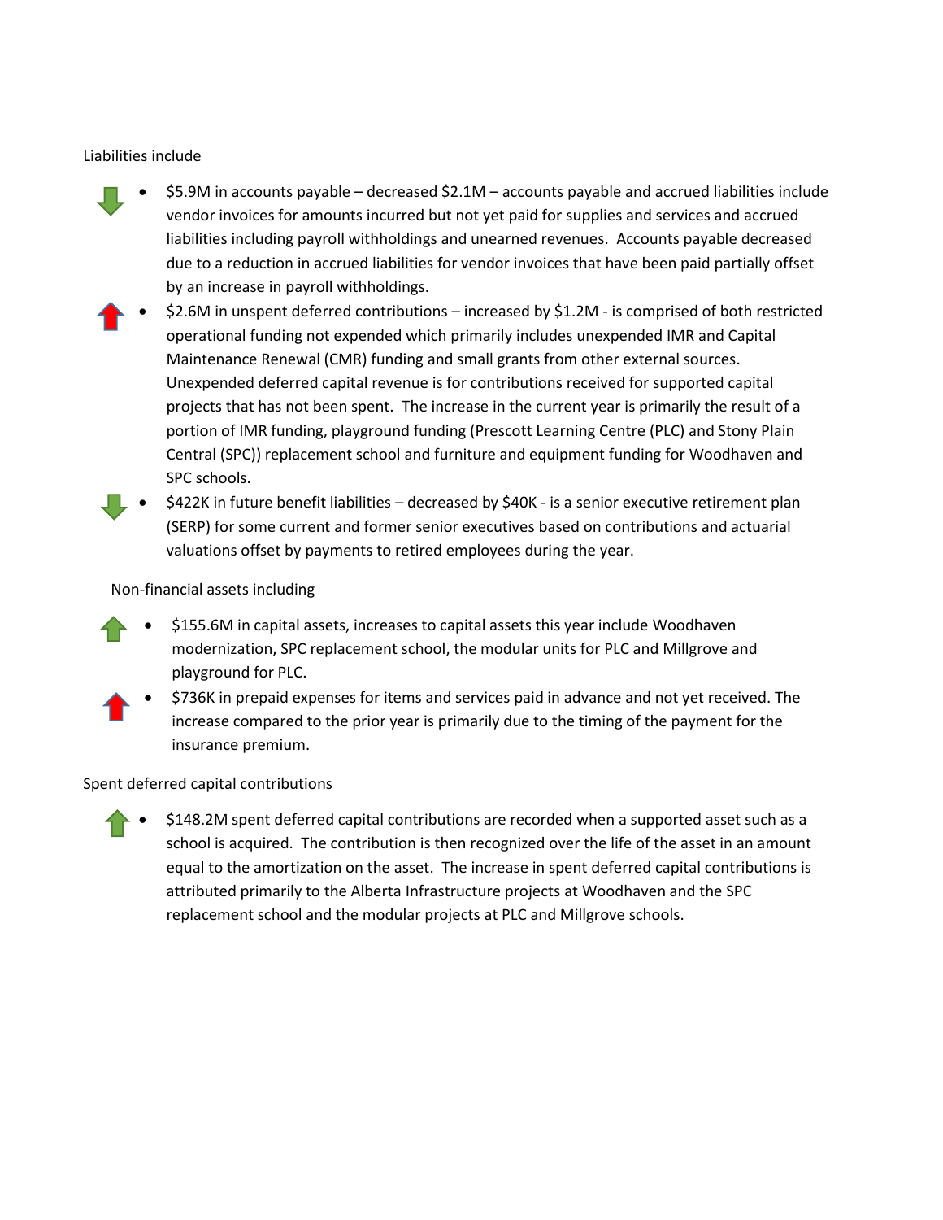Liabilities include

- $5.9M in accounts payable – decreased $2.1M – accounts payable and accrued liabilities include vendor invoices for amounts incurred but not yet paid for supplies and services and accrued liabilities including payroll withholdings and unearned revenues. Accounts payable decreased due to a reduction in accrued liabilities for vendor invoices that have been paid partially offset by an increase in payroll withholdings.
- $2.6M in unspent deferred contributions – increased by $1.2M - is comprised of both restricted operational funding not expended which primarily includes unexpended IMR and Capital Maintenance Renewal (CMR) funding and small grants from other external sources. Unexpended deferred capital revenue is for contributions received for supported capital projects that has not been spent. The increase in the current year is primarily the result of a portion of IMR funding, playground funding (Prescott Learning Centre (PLC) and Stony Plain Central (SPC)) replacement school and furniture and equipment funding for Woodhaven and SPC schools.
- $422K in future benefit liabilities – decreased by $40K - is a senior executive retirement plan (SERP) for some current and former senior executives based on contributions and actuarial valuations offset by payments to retired employees during the year.

Non-financial assets including

- $155.6M in capital assets, increases to capital assets this year include Woodhaven modernization, SPC replacement school, the modular units for PLC and Millgrove and playground for PLC.
- $736K in prepaid expenses for items and services paid in advance and not yet received. The increase compared to the prior year is primarily due to the timing of the payment for the insurance premium.

Spent deferred capital contributions

- $148.2M spent deferred capital contributions are recorded when a supported asset such as a school is acquired. The contribution is then recognized over the life of the asset in an amount equal to the amortization on the asset. The increase in spent deferred capital contributions is attributed primarily to the Alberta Infrastructure projects at Woodhaven and the SPC replacement school and the modular projects at PLC and Millgrove schools.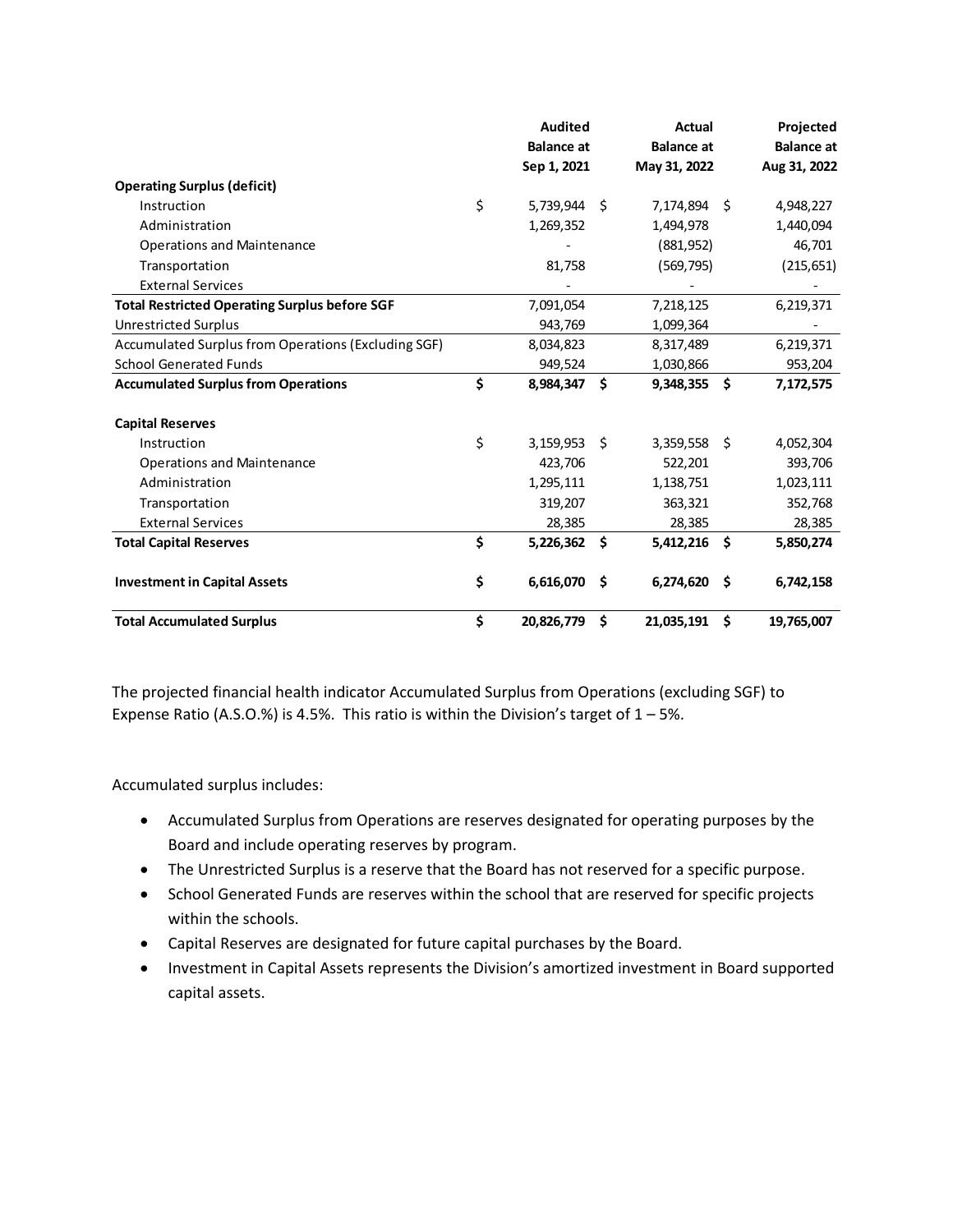| | Audited Balance at Sep 1, 2021 | Actual Balance at May 31, 2022 | Projected Balance at Aug 31, 2022 |
|---|---|---|---|
| **Operating Surplus (deficit)** | | | |
| Instruction | $ 5,739,944 | $ 7,174,894 | $ 4,948,227 |
| Administration | 1,269,352 | 1,494,978 | 1,440,094 |
| Operations and Maintenance | - | (881,952) | 46,701 |
| Transportation | 81,758 | (569,795) | (215,651) |
| External Services | - | - | - |
| **Total Restricted Operating Surplus before SGF** | 7,091,054 | 7,218,125 | 6,219,371 |
| Unrestricted Surplus | 943,769 | 1,099,364 | - |
| Accumulated Surplus from Operations (Excluding SGF) | 8,034,823 | 8,317,489 | 6,219,371 |
| School Generated Funds | 949,524 | 1,030,866 | 953,204 |
| **Accumulated Surplus from Operations** | **$ 8,984,347** | **$ 9,348,355** | **$ 7,172,575** |
| | | | |
| **Capital Reserves** | | | |
| Instruction | $ 3,159,953 | $ 3,359,558 | $ 4,052,304 |
| Operations and Maintenance | 423,706 | 522,201 | 393,706 |
| Administration | 1,295,111 | 1,138,751 | 1,023,111 |
| Transportation | 319,207 | 363,321 | 352,768 |
| External Services | 28,385 | 28,385 | 28,385 |
| **Total Capital Reserves** | **$ 5,226,362** | **$ 5,412,216** | **$ 5,850,274** |
| | | | |
| **Investment in Capital Assets** | **$ 6,616,070** | **$ 6,274,620** | **$ 6,742,158** |
| | | | |
| **Total Accumulated Surplus** | **$ 20,826,779** | **$ 21,035,191** | **$ 19,765,007** |

The projected financial health indicator Accumulated Surplus from Operations (excluding SGF) to Expense Ratio (A.S.O.%) is 4.5%. This ratio is within the Division's target of 1 – 5%.

Accumulated surplus includes:

- Accumulated Surplus from Operations are reserves designated for operating purposes by the Board and include operating reserves by program.
- The Unrestricted Surplus is a reserve that the Board has not reserved for a specific purpose.
- School Generated Funds are reserves within the school that are reserved for specific projects within the schools.
- Capital Reserves are designated for future capital purchases by the Board.
- Investment in Capital Assets represents the Division's amortized investment in Board supported capital assets.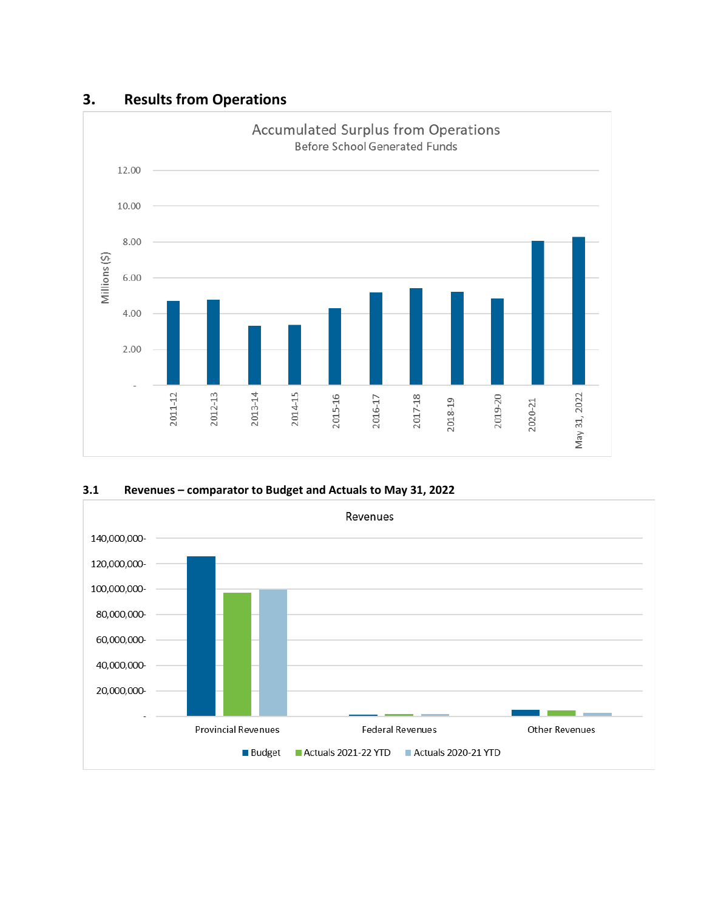## 3. Results from Operations

Accumulated Surplus from Operations
Before School Generated Funds

Millions ($)

12.00
10.00
8.00
6.00
4.00
2.00
-

2011-12, 2012-13, 2013-14, 2014-15, 2015-16, 2016-17, 2017-18, 2018-19, 2019-20, 2020-21, May 31, 2022

### 3.1 Revenues – comparator to Budget and Actuals to May 31, 2022

Revenues

140,000,000-
120,000,000-
100,000,000-
80,000,000-
60,000,000-
40,000,000-
20,000,000-
-

Provincial Revenues, Federal Revenues, Other Revenues

■ Budget ■ Actuals 2021-22 YTD ■ Actuals 2020-21 YTD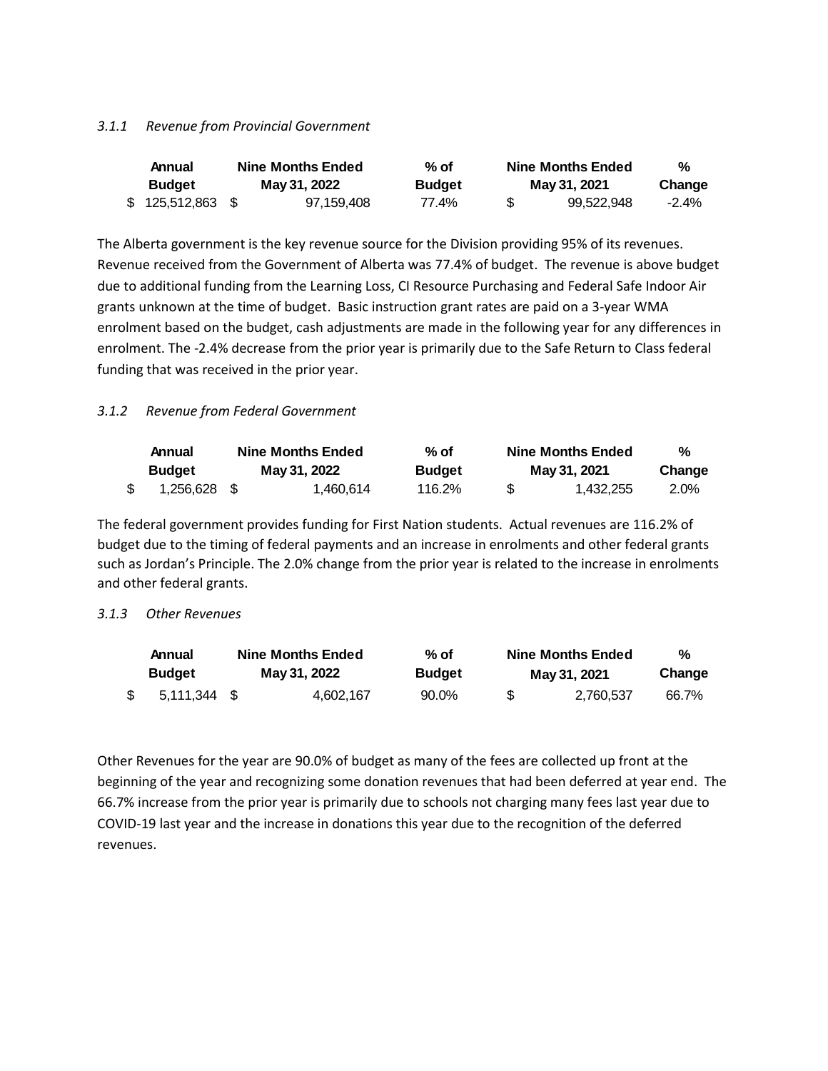### *3.1.1 Revenue from Provincial Government*

| Annual Budget | Nine Months Ended May 31, 2022 | % of Budget | Nine Months Ended May 31, 2021 | % Change |
|---|---|---|---|---|
| $ 125,512,863 | $ 97,159,408 | 77.4% | $ 99,522,948 | -2.4% |

The Alberta government is the key revenue source for the Division providing 95% of its revenues. Revenue received from the Government of Alberta was 77.4% of budget. The revenue is above budget due to additional funding from the Learning Loss, CI Resource Purchasing and Federal Safe Indoor Air grants unknown at the time of budget. Basic instruction grant rates are paid on a 3-year WMA enrolment based on the budget, cash adjustments are made in the following year for any differences in enrolment. The -2.4% decrease from the prior year is primarily due to the Safe Return to Class federal funding that was received in the prior year.

### *3.1.2 Revenue from Federal Government*

| Annual Budget | Nine Months Ended May 31, 2022 | % of Budget | Nine Months Ended May 31, 2021 | % Change |
|---|---|---|---|---|
| $ 1,256,628 | $ 1,460,614 | 116.2% | $ 1,432,255 | 2.0% |

The federal government provides funding for First Nation students. Actual revenues are 116.2% of budget due to the timing of federal payments and an increase in enrolments and other federal grants such as Jordan's Principle. The 2.0% change from the prior year is related to the increase in enrolments and other federal grants.

### *3.1.3 Other Revenues*

| Annual Budget | Nine Months Ended May 31, 2022 | % of Budget | Nine Months Ended May 31, 2021 | % Change |
|---|---|---|---|---|
| $ 5,111,344 | $ 4,602,167 | 90.0% | $ 2,760,537 | 66.7% |

Other Revenues for the year are 90.0% of budget as many of the fees are collected up front at the beginning of the year and recognizing some donation revenues that had been deferred at year end. The 66.7% increase from the prior year is primarily due to schools not charging many fees last year due to COVID-19 last year and the increase in donations this year due to the recognition of the deferred revenues.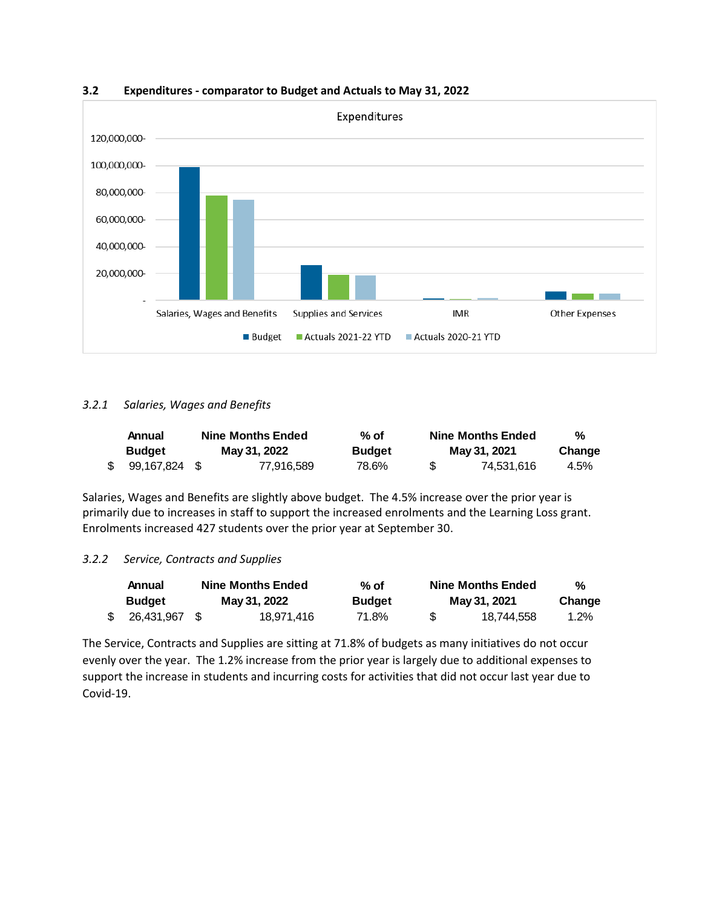### 3.2 Expenditures - comparator to Budget and Actuals to May 31, 2022

#### *3.2.1 Salaries, Wages and Benefits*

| Annual Budget | Nine Months Ended May 31, 2022 | % of Budget | Nine Months Ended May 31, 2021 | % Change |
|---|---|---|---|---|
| $ 99,167,824 | $ 77,916,589 | 78.6% | $ 74,531,616 | 4.5% |

Salaries, Wages and Benefits are slightly above budget. The 4.5% increase over the prior year is primarily due to increases in staff to support the increased enrolments and the Learning Loss grant. Enrolments increased 427 students over the prior year at September 30.

#### *3.2.2 Service, Contracts and Supplies*

| Annual Budget | Nine Months Ended May 31, 2022 | % of Budget | Nine Months Ended May 31, 2021 | % Change |
|---|---|---|---|---|
| $ 26,431,967 | $ 18,971,416 | 71.8% | $ 18,744,558 | 1.2% |

The Service, Contracts and Supplies are sitting at 71.8% of budgets as many initiatives do not occur evenly over the year. The 1.2% increase from the prior year is largely due to additional expenses to support the increase in students and incurring costs for activities that did not occur last year due to Covid-19.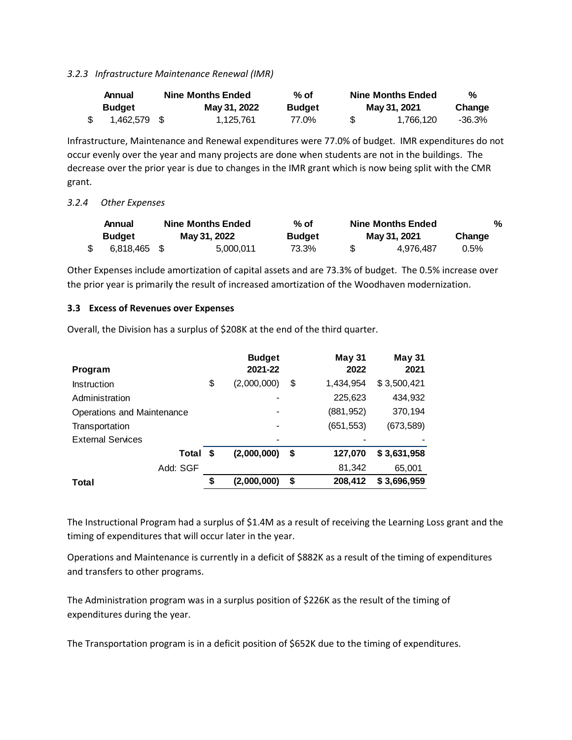*3.2.3 Infrastructure Maintenance Renewal (IMR)*

| Annual Budget | Nine Months Ended May 31, 2022 | % of Budget | Nine Months Ended May 31, 2021 | % Change |
|---|---|---|---|---|
| $ 1,462,579 | $ 1,125,761 | 77.0% | $ 1,766,120 | -36.3% |

Infrastructure, Maintenance and Renewal expenditures were 77.0% of budget. IMR expenditures do not occur evenly over the year and many projects are done when students are not in the buildings. The decrease over the prior year is due to changes in the IMR grant which is now being split with the CMR grant.

*3.2.4 Other Expenses*

| Annual Budget | Nine Months Ended May 31, 2022 | % of Budget | Nine Months Ended May 31, 2021 | % Change |
|---|---|---|---|---|
| $ 6,818,465 | $ 5,000,011 | 73.3% | $ 4,976,487 | 0.5% |

Other Expenses include amortization of capital assets and are 73.3% of budget. The 0.5% increase over the prior year is primarily the result of increased amortization of the Woodhaven modernization.

**3.3 Excess of Revenues over Expenses**

Overall, the Division has a surplus of $208K at the end of the third quarter.

| Program | Budget 2021-22 | May 31 2022 | May 31 2021 |
|---|---|---|---|
| Instruction | $ (2,000,000) | $ 1,434,954 | $ 3,500,421 |
| Administration | - | 225,623 | 434,932 |
| Operations and Maintenance | - | (881,952) | 370,194 |
| Transportation | - | (651,553) | (673,589) |
| External Services | - | - | - |
| **Total** | **$ (2,000,000)** | **$ 127,070** | **$ 3,631,958** |
| Add: SGF | | 81,342 | 65,001 |
| **Total** | **$ (2,000,000)** | **$ 208,412** | **$ 3,696,959** |

The Instructional Program had a surplus of $1.4M as a result of receiving the Learning Loss grant and the timing of expenditures that will occur later in the year.

Operations and Maintenance is currently in a deficit of $882K as a result of the timing of expenditures and transfers to other programs.

The Administration program was in a surplus position of $226K as the result of the timing of expenditures during the year.

The Transportation program is in a deficit position of $652K due to the timing of expenditures.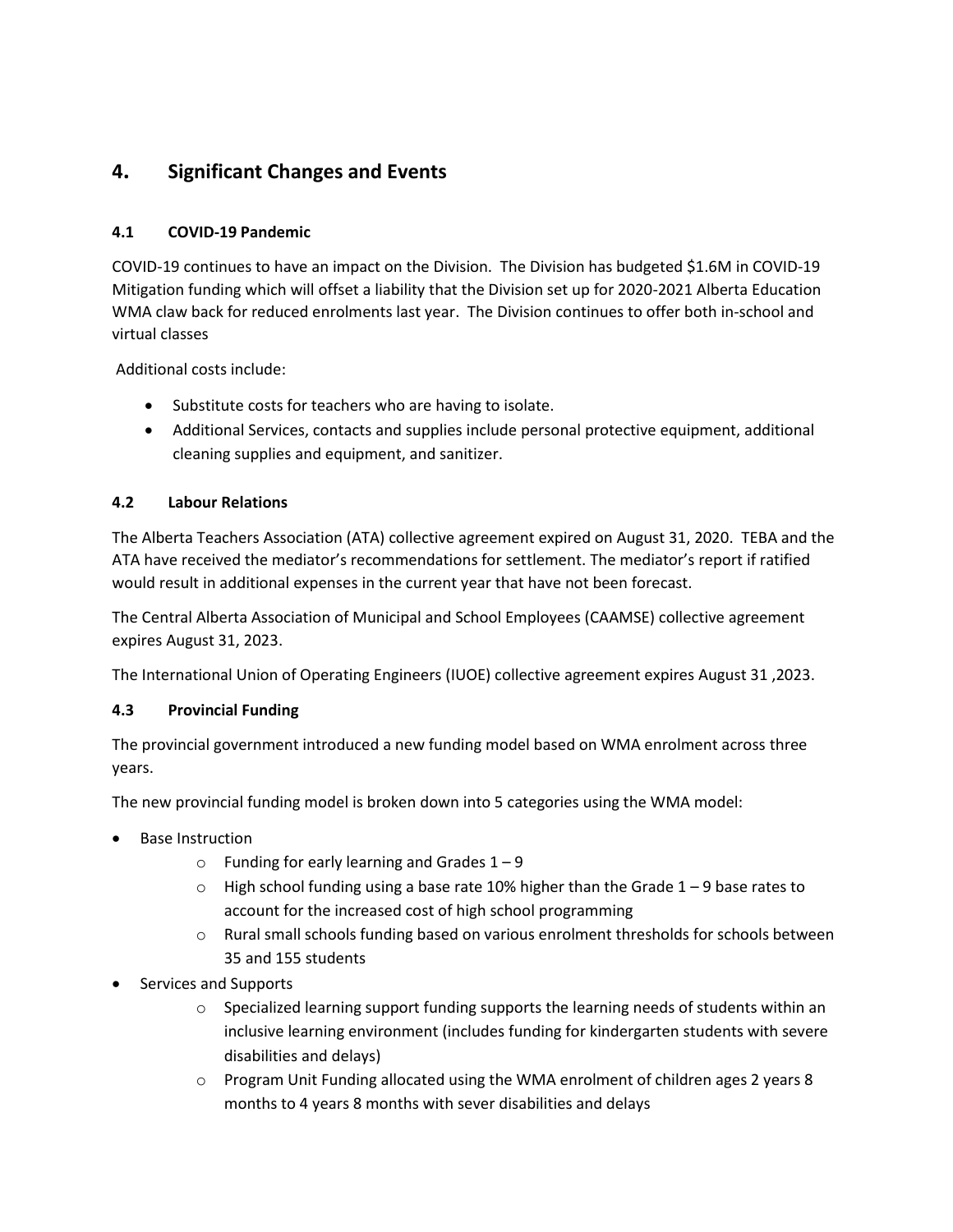## 4. Significant Changes and Events

### 4.1 COVID-19 Pandemic

COVID-19 continues to have an impact on the Division. The Division has budgeted $1.6M in COVID-19 Mitigation funding which will offset a liability that the Division set up for 2020-2021 Alberta Education WMA claw back for reduced enrolments last year. The Division continues to offer both in-school and virtual classes

Additional costs include:

- Substitute costs for teachers who are having to isolate.
- Additional Services, contacts and supplies include personal protective equipment, additional cleaning supplies and equipment, and sanitizer.

### 4.2 Labour Relations

The Alberta Teachers Association (ATA) collective agreement expired on August 31, 2020. TEBA and the ATA have received the mediator's recommendations for settlement. The mediator's report if ratified would result in additional expenses in the current year that have not been forecast.

The Central Alberta Association of Municipal and School Employees (CAAMSE) collective agreement expires August 31, 2023.

The International Union of Operating Engineers (IUOE) collective agreement expires August 31 ,2023.

### 4.3 Provincial Funding

The provincial government introduced a new funding model based on WMA enrolment across three years.

The new provincial funding model is broken down into 5 categories using the WMA model:

- Base Instruction
  - Funding for early learning and Grades 1 – 9
  - High school funding using a base rate 10% higher than the Grade 1 – 9 base rates to account for the increased cost of high school programming
  - Rural small schools funding based on various enrolment thresholds for schools between 35 and 155 students
- Services and Supports
  - Specialized learning support funding supports the learning needs of students within an inclusive learning environment (includes funding for kindergarten students with severe disabilities and delays)
  - Program Unit Funding allocated using the WMA enrolment of children ages 2 years 8 months to 4 years 8 months with sever disabilities and delays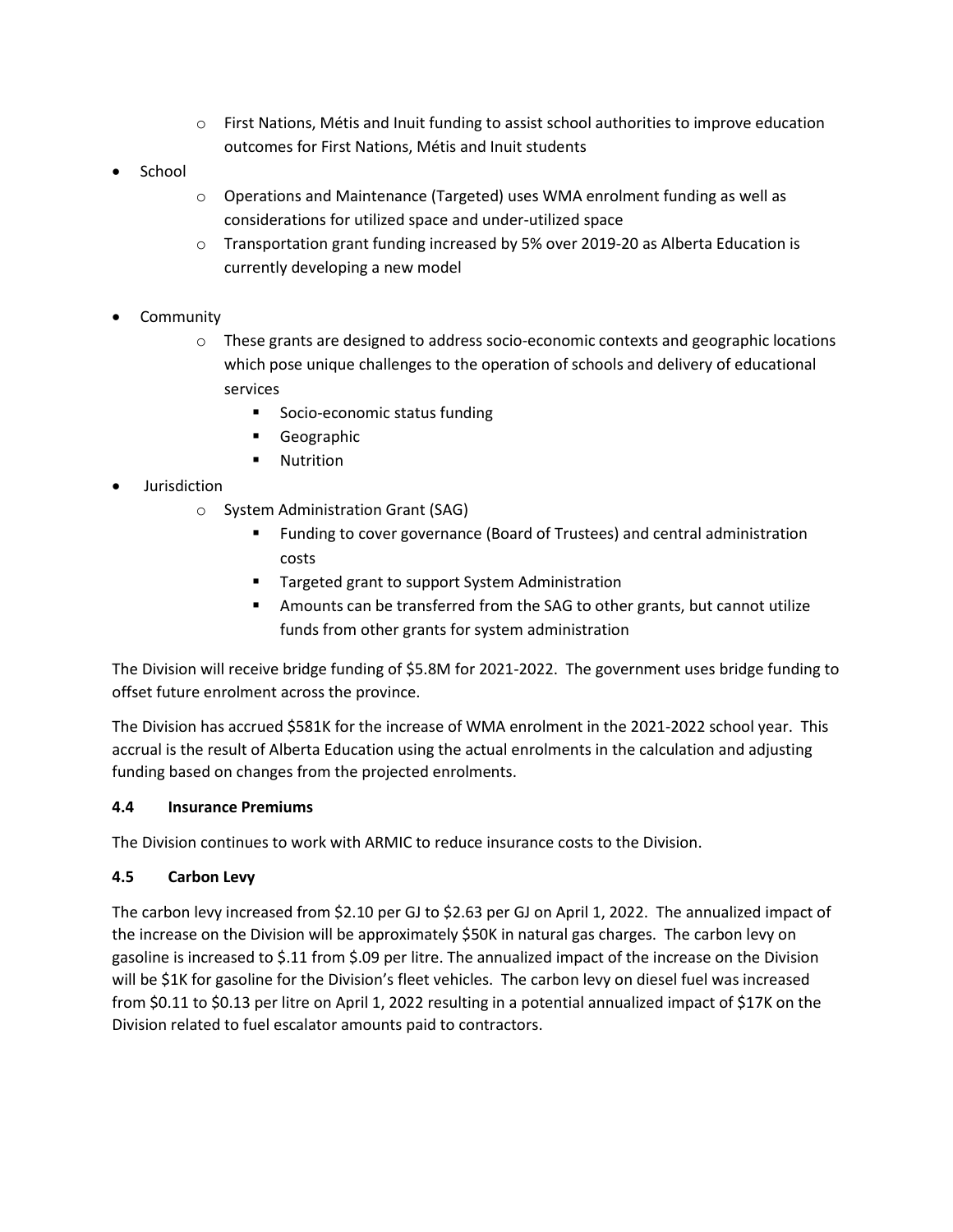- First Nations, Métis and Inuit funding to assist school authorities to improve education outcomes for First Nations, Métis and Inuit students
- School
    - Operations and Maintenance (Targeted) uses WMA enrolment funding as well as considerations for utilized space and under-utilized space
    - Transportation grant funding increased by 5% over 2019-20 as Alberta Education is currently developing a new model
- Community
    - These grants are designed to address socio-economic contexts and geographic locations which pose unique challenges to the operation of schools and delivery of educational services
        - Socio-economic status funding
        - Geographic
        - Nutrition
- Jurisdiction
    - System Administration Grant (SAG)
        - Funding to cover governance (Board of Trustees) and central administration costs
        - Targeted grant to support System Administration
        - Amounts can be transferred from the SAG to other grants, but cannot utilize funds from other grants for system administration

The Division will receive bridge funding of $5.8M for 2021-2022. The government uses bridge funding to offset future enrolment across the province.

The Division has accrued $581K for the increase of WMA enrolment in the 2021-2022 school year. This accrual is the result of Alberta Education using the actual enrolments in the calculation and adjusting funding based on changes from the projected enrolments.

**4.4 Insurance Premiums**

The Division continues to work with ARMIC to reduce insurance costs to the Division.

**4.5 Carbon Levy**

The carbon levy increased from $2.10 per GJ to $2.63 per GJ on April 1, 2022. The annualized impact of the increase on the Division will be approximately $50K in natural gas charges. The carbon levy on gasoline is increased to $.11 from $.09 per litre. The annualized impact of the increase on the Division will be $1K for gasoline for the Division's fleet vehicles. The carbon levy on diesel fuel was increased from $0.11 to $0.13 per litre on April 1, 2022 resulting in a potential annualized impact of $17K on the Division related to fuel escalator amounts paid to contractors.